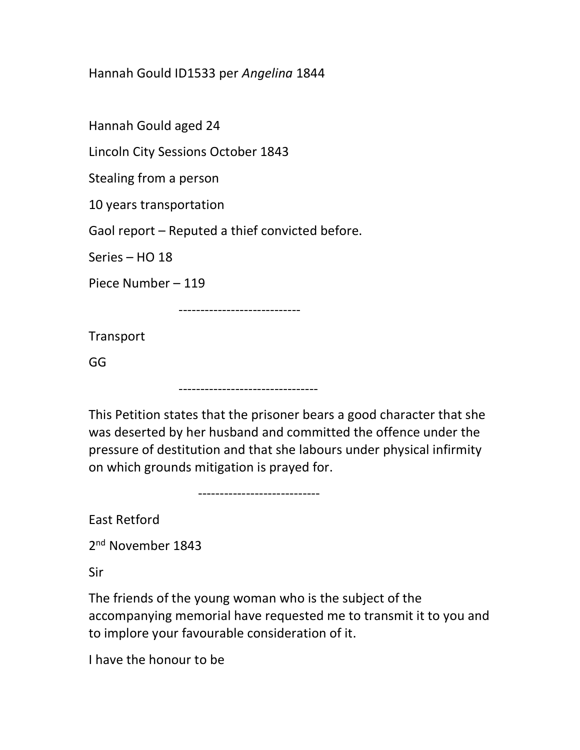Hannah Gould ID1533 per *Angelina* 1844

Hannah Gould aged 24

Lincoln City Sessions October 1843

Stealing from a person

10 years transportation

Gaol report – Reputed a thief convicted before.

Series – HO 18

Piece Number – 119

----------------------------

Transport

GG

--------------------------------

This Petition states that the prisoner bears a good character that she was deserted by her husband and committed the offence under the pressure of destitution and that she labours under physical infirmity on which grounds mitigation is prayed for.

----------------------------

East Retford

2nd November 1843

Sir

The friends of the young woman who is the subject of the accompanying memorial have requested me to transmit it to you and to implore your favourable consideration of it.

I have the honour to be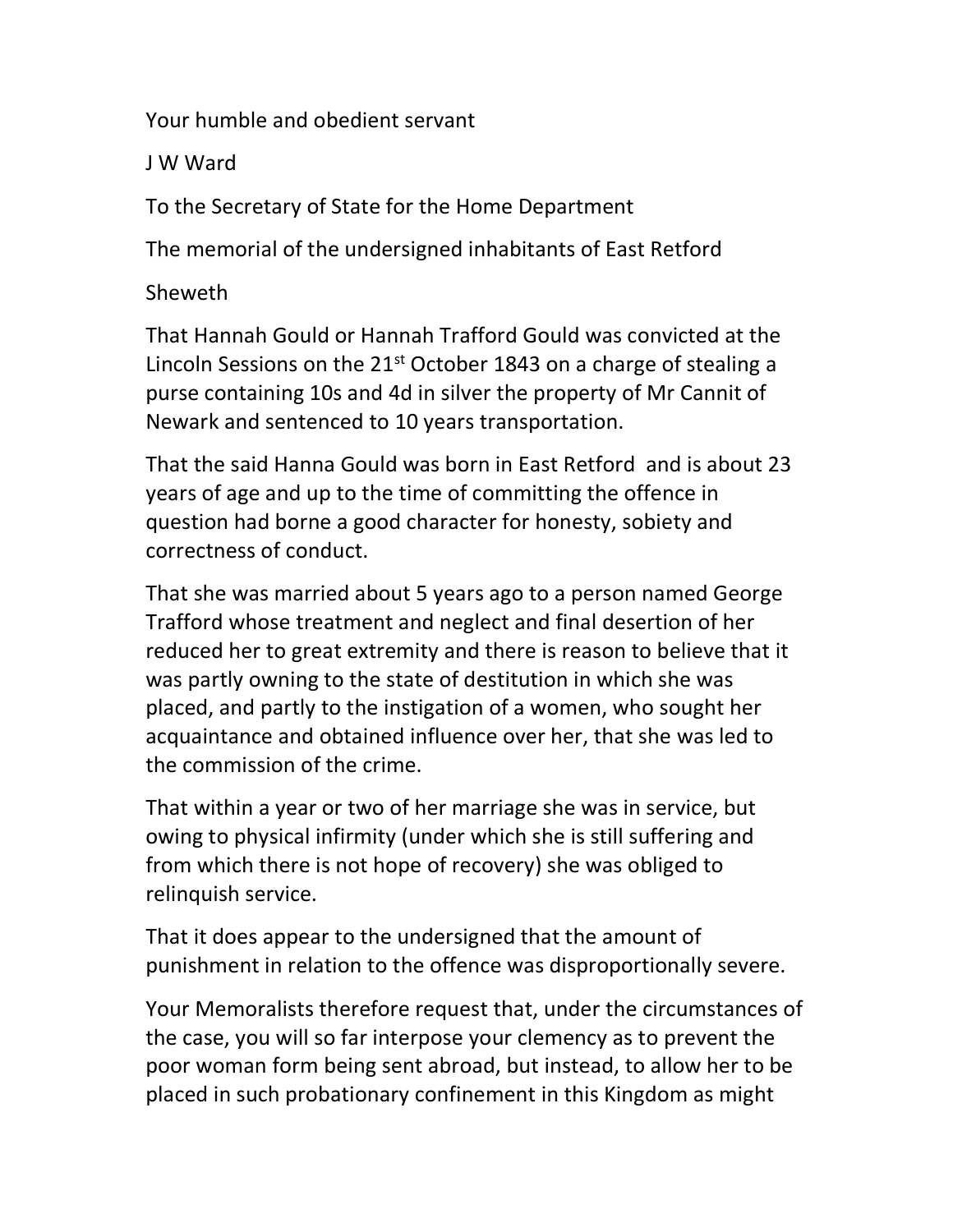Your humble and obedient servant

J W Ward

To the Secretary of State for the Home Department

The memorial of the undersigned inhabitants of East Retford

Sheweth

That Hannah Gould or Hannah Trafford Gould was convicted at the Lincoln Sessions on the 21st October 1843 on a charge of stealing a purse containing 10s and 4d in silver the property of Mr Cannit of Newark and sentenced to 10 years transportation.

That the said Hanna Gould was born in East Retford and is about 23 years of age and up to the time of committing the offence in question had borne a good character for honesty, sobiety and correctness of conduct.

That she was married about 5 years ago to a person named George Trafford whose treatment and neglect and final desertion of her reduced her to great extremity and there is reason to believe that it was partly owning to the state of destitution in which she was placed, and partly to the instigation of a women, who sought her acquaintance and obtained influence over her, that she was led to the commission of the crime.

That within a year or two of her marriage she was in service, but owing to physical infirmity (under which she is still suffering and from which there is not hope of recovery) she was obliged to relinquish service.

That it does appear to the undersigned that the amount of punishment in relation to the offence was disproportionally severe.

Your Memoralists therefore request that, under the circumstances of the case, you will so far interpose your clemency as to prevent the poor woman form being sent abroad, but instead, to allow her to be placed in such probationary confinement in this Kingdom as might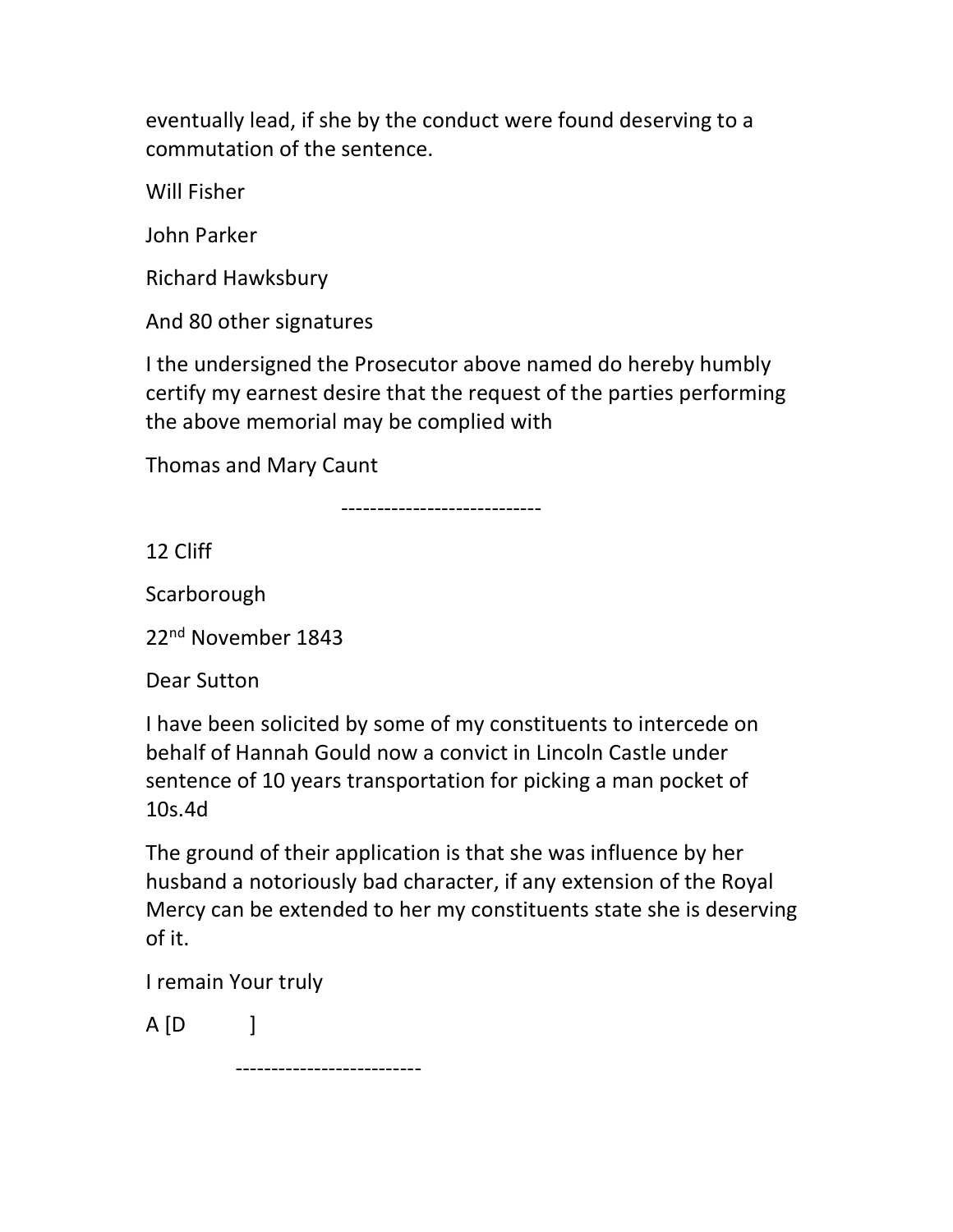eventually lead, if she by the conduct were found deserving to a commutation of the sentence.

Will Fisher

John Parker

Richard Hawksbury

And 80 other signatures

I the undersigned the Prosecutor above named do hereby humbly certify my earnest desire that the request of the parties performing the above memorial may be complied with

Thomas and Mary Caunt

----------------------------

12 Cliff

Scarborough

22nd November 1843

Dear Sutton

I have been solicited by some of my constituents to intercede on behalf of Hannah Gould now a convict in Lincoln Castle under sentence of 10 years transportation for picking a man pocket of 10s.4d

The ground of their application is that she was influence by her husband a notoriously bad character, if any extension of the Royal Mercy can be extended to her my constituents state she is deserving of it.

I remain Your truly

A [D ]

--------------------------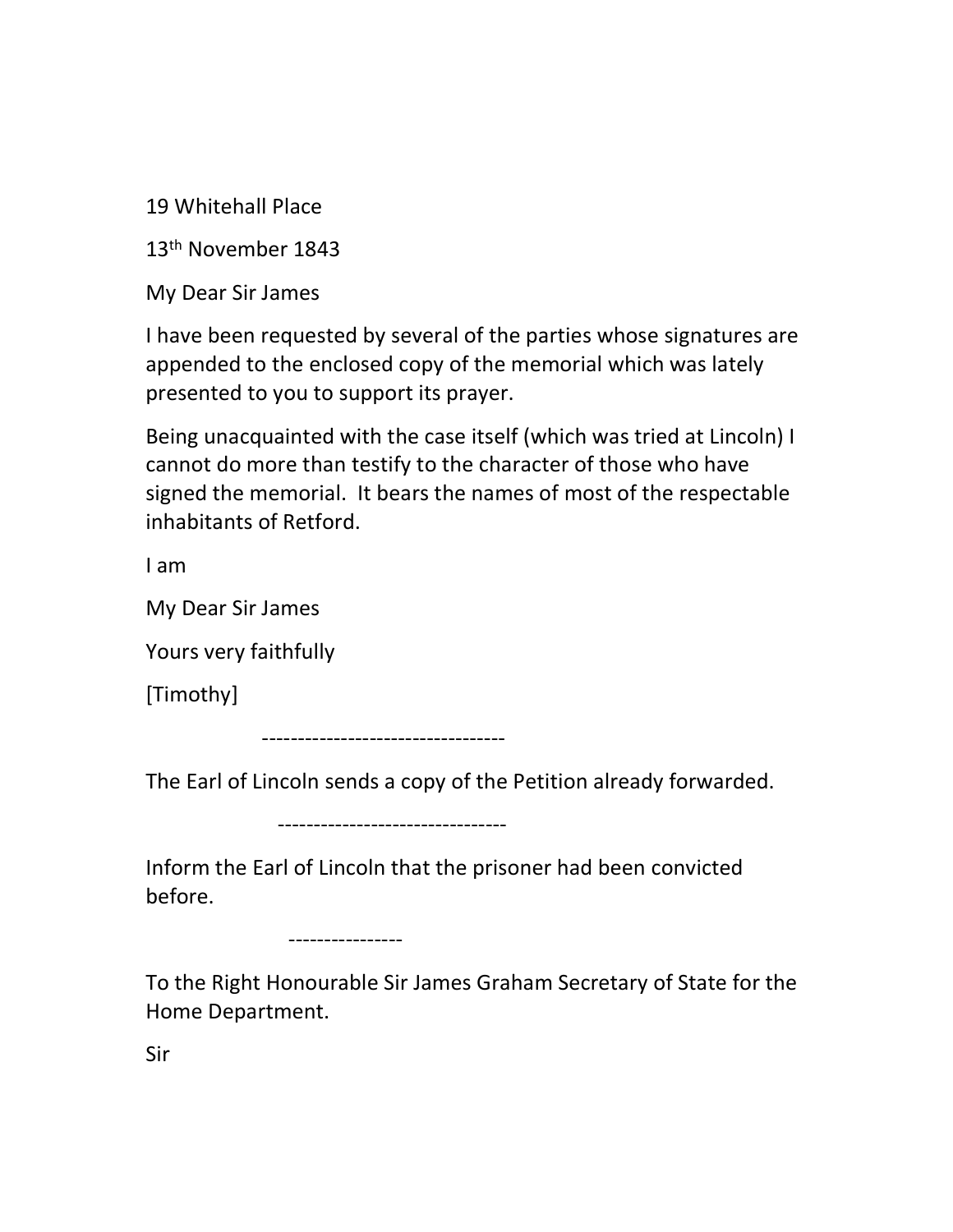19 Whitehall Place

13th November 1843

My Dear Sir James

I have been requested by several of the parties whose signatures are appended to the enclosed copy of the memorial which was lately presented to you to support its prayer.

Being unacquainted with the case itself (which was tried at Lincoln) I cannot do more than testify to the character of those who have signed the memorial. It bears the names of most of the respectable inhabitants of Retford.

I am

My Dear Sir James

Yours very faithfully

[Timothy]

----------------------------------

The Earl of Lincoln sends a copy of the Petition already forwarded.

--------------------------------

Inform the Earl of Lincoln that the prisoner had been convicted before.

----------------

To the Right Honourable Sir James Graham Secretary of State for the Home Department.

Sir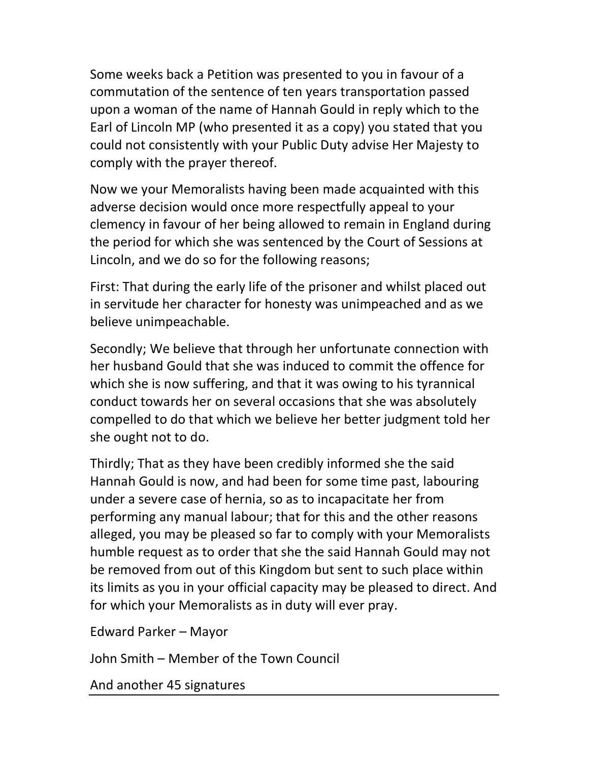Some weeks back a Petition was presented to you in favour of a commutation of the sentence of ten years transportation passed upon a woman of the name of Hannah Gould in reply which to the Earl of Lincoln MP (who presented it as a copy) you stated that you could not consistently with your Public Duty advise Her Majesty to comply with the prayer thereof.

Now we your Memoralists having been made acquainted with this adverse decision would once more respectfully appeal to your clemency in favour of her being allowed to remain in England during the period for which she was sentenced by the Court of Sessions at Lincoln, and we do so for the following reasons;

First: That during the early life of the prisoner and whilst placed out in servitude her character for honesty was unimpeached and as we believe unimpeachable.

Secondly; We believe that through her unfortunate connection with her husband Gould that she was induced to commit the offence for which she is now suffering, and that it was owing to his tyrannical conduct towards her on several occasions that she was absolutely compelled to do that which we believe her better judgment told her she ought not to do.

Thirdly; That as they have been credibly informed she the said Hannah Gould is now, and had been for some time past, labouring under a severe case of hernia, so as to incapacitate her from performing any manual labour; that for this and the other reasons alleged, you may be pleased so far to comply with your Memoralists humble request as to order that she the said Hannah Gould may not be removed from out of this Kingdom but sent to such place within its limits as you in your official capacity may be pleased to direct. And for which your Memoralists as in duty will ever pray.

Edward Parker – Mayor

John Smith – Member of the Town Council

And another 45 signatures